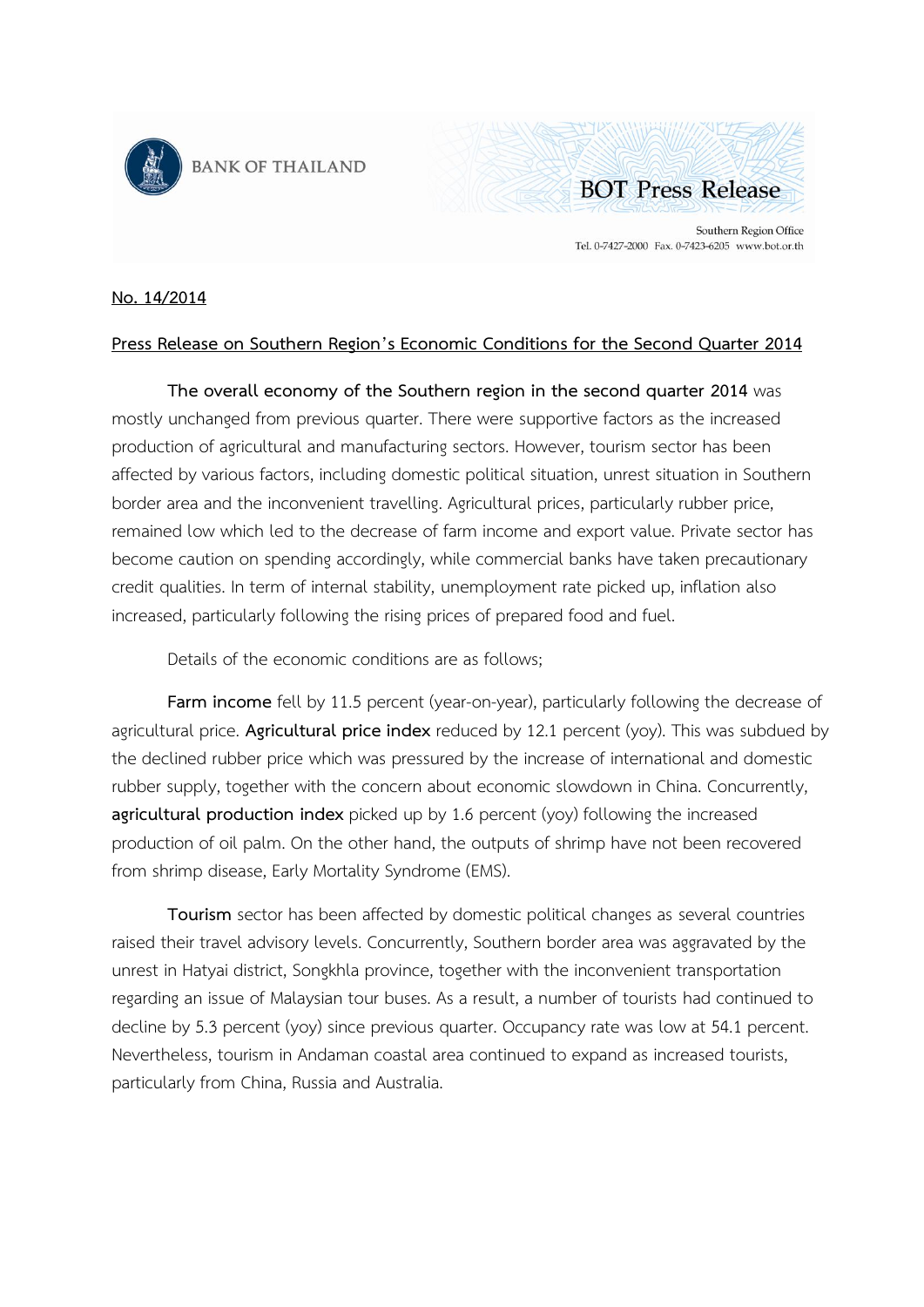**BANK OF THAILAND**

**BOT Press Release**

Southern Region Office
Tel. 0-7427-2000 Fax. 0-7423-6205 www.bot.or.th

No. 14/2014

## Press Release on Southern Region's Economic Conditions for the Second Quarter 2014

**The overall economy of the Southern region in the second quarter 2014** was mostly unchanged from previous quarter. There were supportive factors as the increased production of agricultural and manufacturing sectors. However, tourism sector has been affected by various factors, including domestic political situation, unrest situation in Southern border area and the inconvenient travelling. Agricultural prices, particularly rubber price, remained low which led to the decrease of farm income and export value. Private sector has become caution on spending accordingly, while commercial banks have taken precautionary credit qualities. In term of internal stability, unemployment rate picked up, inflation also increased, particularly following the rising prices of prepared food and fuel.

Details of the economic conditions are as follows;

**Farm income** fell by 11.5 percent (year-on-year), particularly following the decrease of agricultural price. **Agricultural price index** reduced by 12.1 percent (yoy). This was subdued by the declined rubber price which was pressured by the increase of international and domestic rubber supply, together with the concern about economic slowdown in China. Concurrently, **agricultural production index** picked up by 1.6 percent (yoy) following the increased production of oil palm. On the other hand, the outputs of shrimp have not been recovered from shrimp disease, Early Mortality Syndrome (EMS).

**Tourism** sector has been affected by domestic political changes as several countries raised their travel advisory levels. Concurrently, Southern border area was aggravated by the unrest in Hatyai district, Songkhla province, together with the inconvenient transportation regarding an issue of Malaysian tour buses. As a result, a number of tourists had continued to decline by 5.3 percent (yoy) since previous quarter. Occupancy rate was low at 54.1 percent. Nevertheless, tourism in Andaman coastal area continued to expand as increased tourists, particularly from China, Russia and Australia.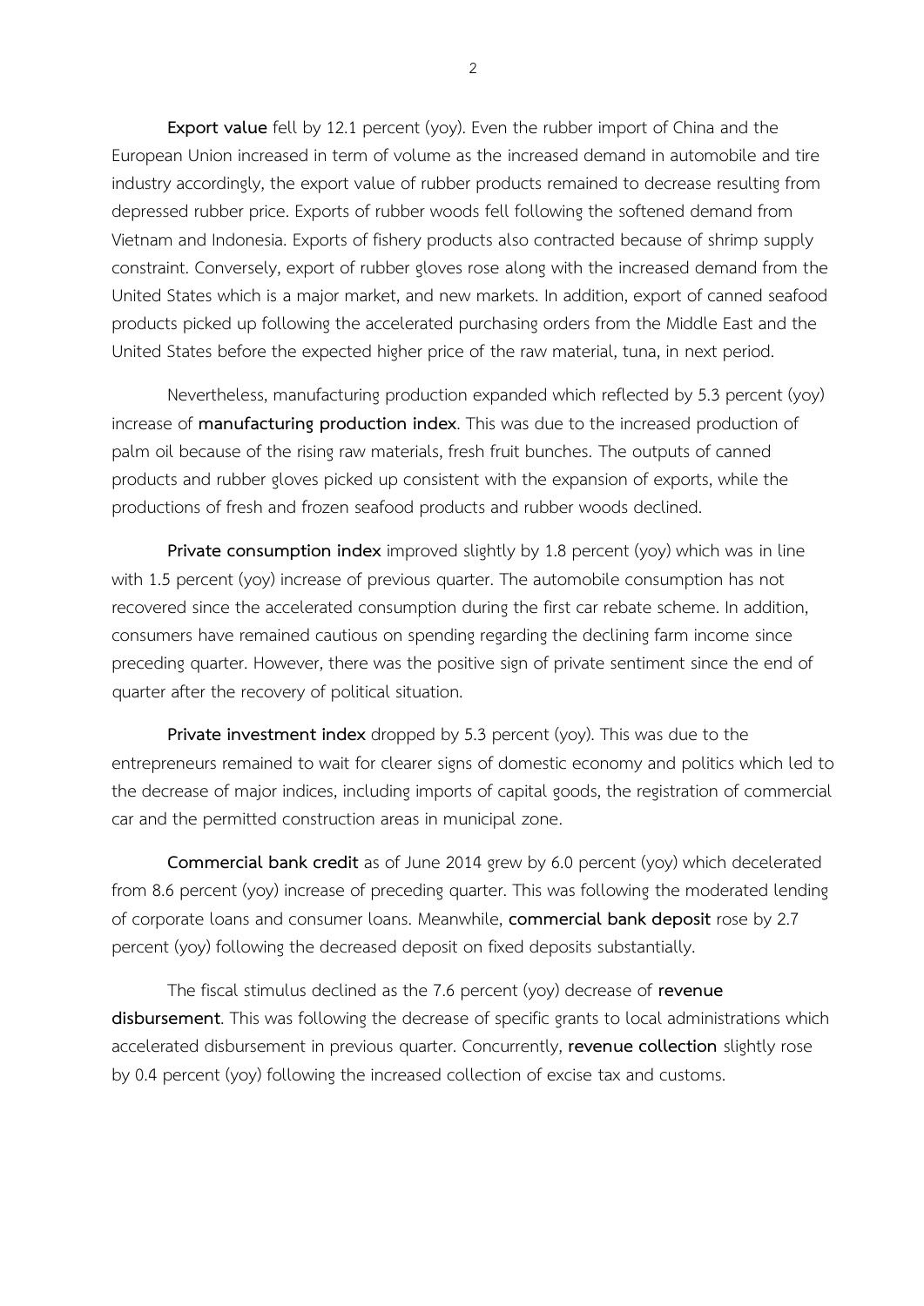**Export value** fell by 12.1 percent (yoy). Even the rubber import of China and the European Union increased in term of volume as the increased demand in automobile and tire industry accordingly, the export value of rubber products remained to decrease resulting from depressed rubber price. Exports of rubber woods fell following the softened demand from Vietnam and Indonesia. Exports of fishery products also contracted because of shrimp supply constraint. Conversely, export of rubber gloves rose along with the increased demand from the United States which is a major market, and new markets. In addition, export of canned seafood products picked up following the accelerated purchasing orders from the Middle East and the United States before the expected higher price of the raw material, tuna, in next period.

Nevertheless, manufacturing production expanded which reflected by 5.3 percent (yoy) increase of **manufacturing production index**. This was due to the increased production of palm oil because of the rising raw materials, fresh fruit bunches. The outputs of canned products and rubber gloves picked up consistent with the expansion of exports, while the productions of fresh and frozen seafood products and rubber woods declined.

**Private consumption index** improved slightly by 1.8 percent (yoy) which was in line with 1.5 percent (yoy) increase of previous quarter. The automobile consumption has not recovered since the accelerated consumption during the first car rebate scheme. In addition, consumers have remained cautious on spending regarding the declining farm income since preceding quarter. However, there was the positive sign of private sentiment since the end of quarter after the recovery of political situation.

**Private investment index** dropped by 5.3 percent (yoy). This was due to the entrepreneurs remained to wait for clearer signs of domestic economy and politics which led to the decrease of major indices, including imports of capital goods, the registration of commercial car and the permitted construction areas in municipal zone.

**Commercial bank credit** as of June 2014 grew by 6.0 percent (yoy) which decelerated from 8.6 percent (yoy) increase of preceding quarter. This was following the moderated lending of corporate loans and consumer loans. Meanwhile, **commercial bank deposit** rose by 2.7 percent (yoy) following the decreased deposit on fixed deposits substantially.

The fiscal stimulus declined as the 7.6 percent (yoy) decrease of **revenue disbursement**. This was following the decrease of specific grants to local administrations which accelerated disbursement in previous quarter. Concurrently, **revenue collection** slightly rose by 0.4 percent (yoy) following the increased collection of excise tax and customs.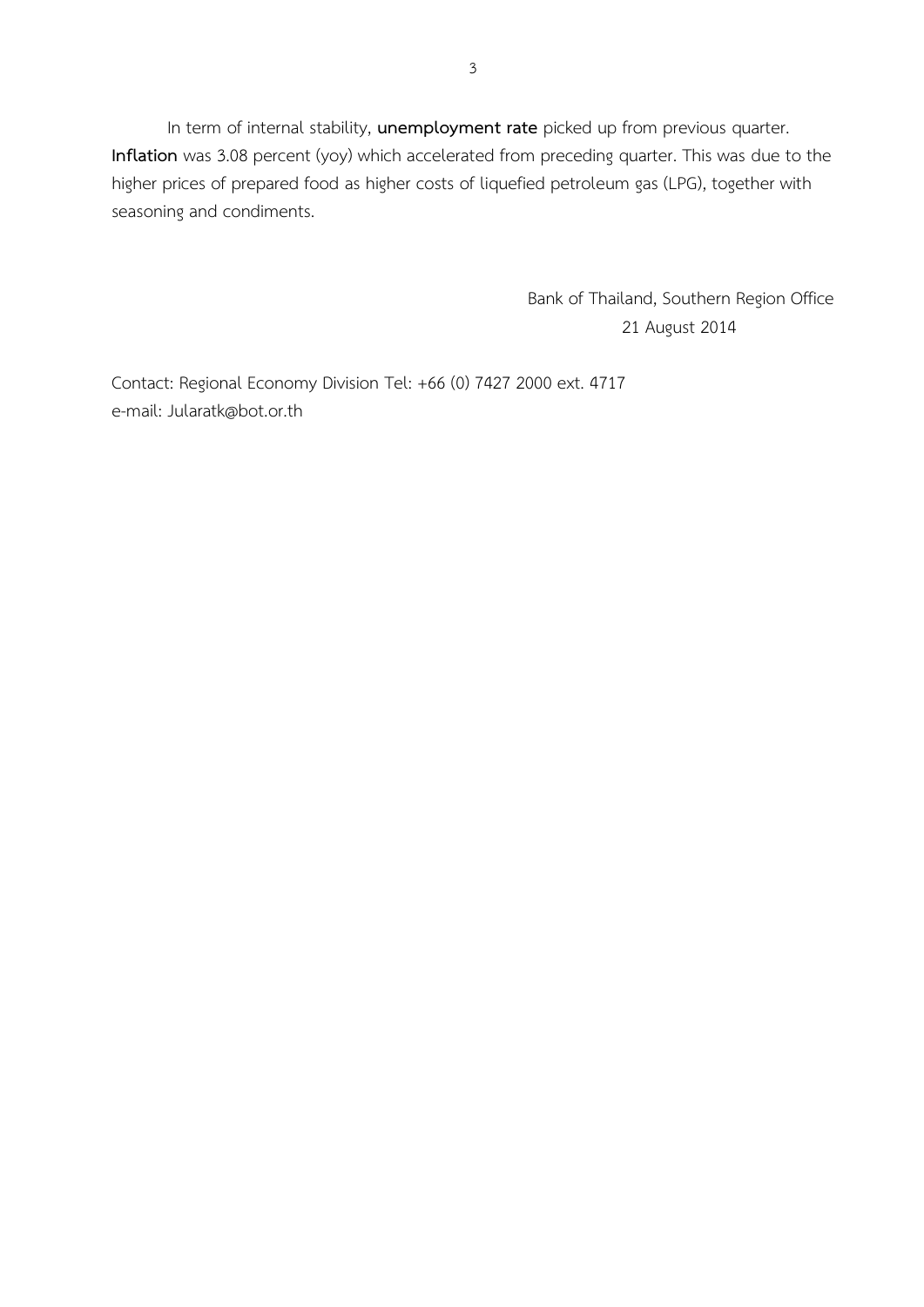In term of internal stability, **unemployment rate** picked up from previous quarter. **Inflation** was 3.08 percent (yoy) which accelerated from preceding quarter. This was due to the higher prices of prepared food as higher costs of liquefied petroleum gas (LPG), together with seasoning and condiments.

Bank of Thailand, Southern Region Office

21 August 2014

Contact: Regional Economy Division Tel: +66 (0) 7427 2000 ext. 4717

e-mail: Jularatk@bot.or.th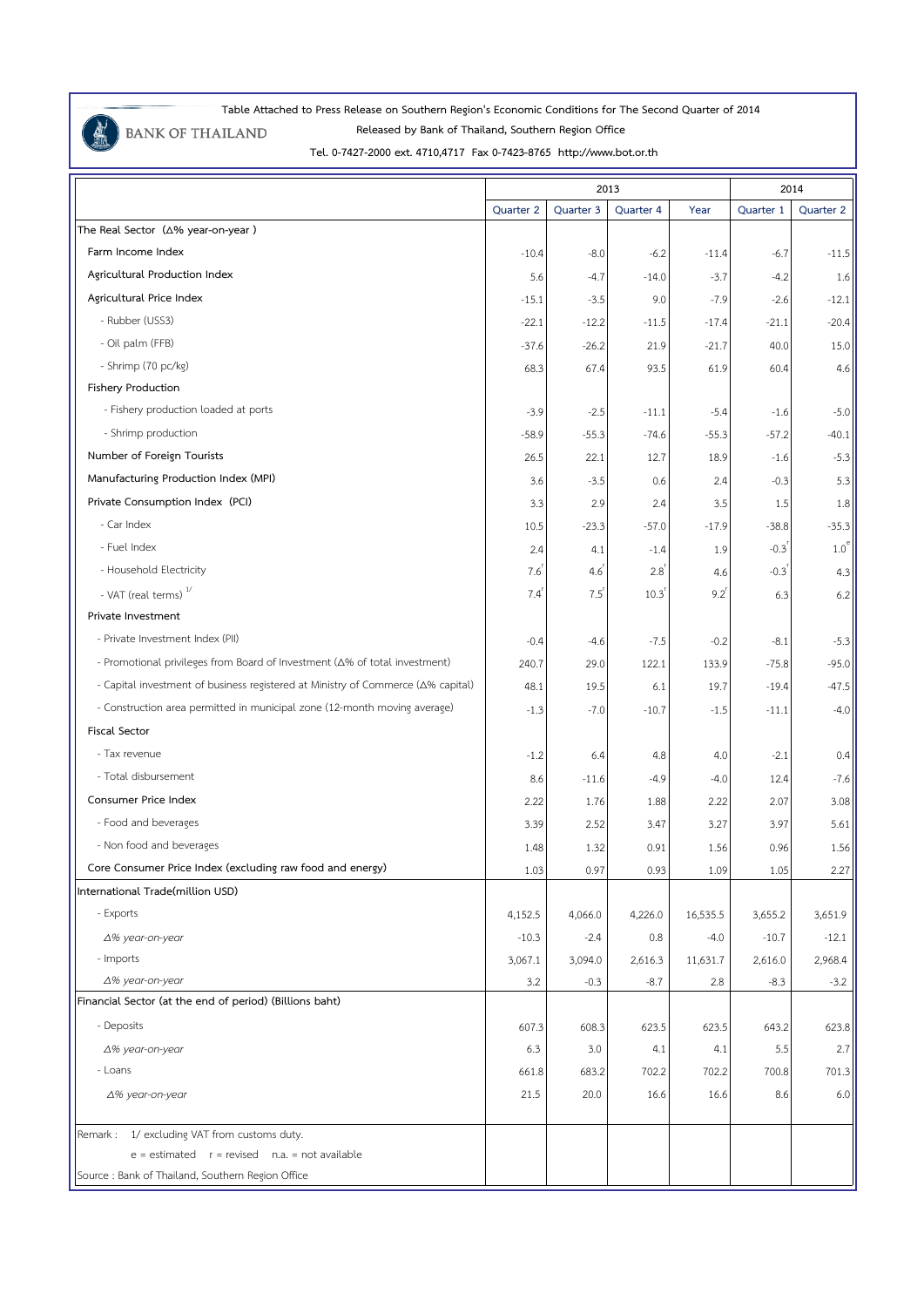Table Attached to Press Release on Southern Region's Economic Conditions for The Second Quarter of 2014

BANK OF THAILAND

Released by Bank of Thailand, Southern Region Office

Tel. 0-7427-2000 ext. 4710,4717 Fax 0-7423-8765 http://www.bot.or.th

| | 2013 | | | | 2014 | |
|---|---|---|---|---|---|---|
| | Quarter 2 | Quarter 3 | Quarter 4 | Year | Quarter 1 | Quarter 2 |
| The Real Sector (Δ% year-on-year ) | | | | | | |
| Farm Income Index | -10.4 | -8.0 | -6.2 | -11.4 | -6.7 | -11.5 |
| Agricultural Production Index | 5.6 | -4.7 | -14.0 | -3.7 | -4.2 | 1.6 |
| Agricultural Price Index | -15.1 | -3.5 | 9.0 | -7.9 | -2.6 | -12.1 |
| - Rubber (USS3) | -22.1 | -12.2 | -11.5 | -17.4 | -21.1 | -20.4 |
| - Oil palm (FFB) | -37.6 | -26.2 | 21.9 | -21.7 | 40.0 | 15.0 |
| - Shrimp (70 pc/kg) | 68.3 | 67.4 | 93.5 | 61.9 | 60.4 | 4.6 |
| Fishery Production | | | | | | |
| - Fishery production loaded at ports | -3.9 | -2.5 | -11.1 | -5.4 | -1.6 | -5.0 |
| - Shrimp production | -58.9 | -55.3 | -74.6 | -55.3 | -57.2 | -40.1 |
| Number of Foreign Tourists | 26.5 | 22.1 | 12.7 | 18.9 | -1.6 | -5.3 |
| Manufacturing Production Index (MPI) | 3.6 | -3.5 | 0.6 | 2.4 | -0.3 | 5.3 |
| Private Consumption Index (PCI) | 3.3 | 2.9 | 2.4 | 3.5 | 1.5 | 1.8 |
| - Car Index | 10.5 | -23.3 | -57.0 | -17.9 | -38.8 | -35.3 |
| - Fuel Index | 2.4 | 4.1 | -1.4 | 1.9 | -0.3 r | 1.0 e |
| - Household Electricity | 7.6 r | 4.6 r | 2.8 r | 4.6 | -0.3 r | 4.3 |
| - VAT (real terms) 1/ | 7.4 r | 7.5 r | 10.3 r | 9.2 r | 6.3 | 6.2 |
| Private Investment | | | | | | |
| - Private Investment Index (PII) | -0.4 | -4.6 | -7.5 | -0.2 | -8.1 | -5.3 |
| - Promotional privileges from Board of Investment (Δ% of total investment) | 240.7 | 29.0 | 122.1 | 133.9 | -75.8 | -95.0 |
| - Capital investment of business registered at Ministry of Commerce (Δ% capital) | 48.1 | 19.5 | 6.1 | 19.7 | -19.4 | -47.5 |
| - Construction area permitted in municipal zone (12-month moving average) | -1.3 | -7.0 | -10.7 | -1.5 | -11.1 | -4.0 |
| Fiscal Sector | | | | | | |
| - Tax revenue | -1.2 | 6.4 | 4.8 | 4.0 | -2.1 | 0.4 |
| - Total disbursement | 8.6 | -11.6 | -4.9 | -4.0 | 12.4 | -7.6 |
| Consumer Price Index | 2.22 | 1.76 | 1.88 | 2.22 | 2.07 | 3.08 |
| - Food and beverages | 3.39 | 2.52 | 3.47 | 3.27 | 3.97 | 5.61 |
| - Non food and beverages | 1.48 | 1.32 | 0.91 | 1.56 | 0.96 | 1.56 |
| Core Consumer Price Index (excluding raw food and energy) | 1.03 | 0.97 | 0.93 | 1.09 | 1.05 | 2.27 |
| International Trade(million USD) | | | | | | |
| - Exports | 4,152.5 | 4,066.0 | 4,226.0 | 16,535.5 | 3,655.2 | 3,651.9 |
| *Δ% year-on-year* | -10.3 | -2.4 | 0.8 | -4.0 | -10.7 | -12.1 |
| - Imports | 3,067.1 | 3,094.0 | 2,616.3 | 11,631.7 | 2,616.0 | 2,968.4 |
| *Δ% year-on-year* | 3.2 | -0.3 | -8.7 | 2.8 | -8.3 | -3.2 |
| Financial Sector (at the end of period) (Billions baht) | | | | | | |
| - Deposits | 607.3 | 608.3 | 623.5 | 623.5 | 643.2 | 623.8 |
| *Δ% year-on-year* | 6.3 | 3.0 | 4.1 | 4.1 | 5.5 | 2.7 |
| - Loans | 661.8 | 683.2 | 702.2 | 702.2 | 700.8 | 701.3 |
| *Δ% year-on-year* | 21.5 | 20.0 | 16.6 | 16.6 | 8.6 | 6.0 |

Remark : 1/ excluding VAT from customs duty.

e = estimated r = revised n.a. = not available

Source : Bank of Thailand, Southern Region Office